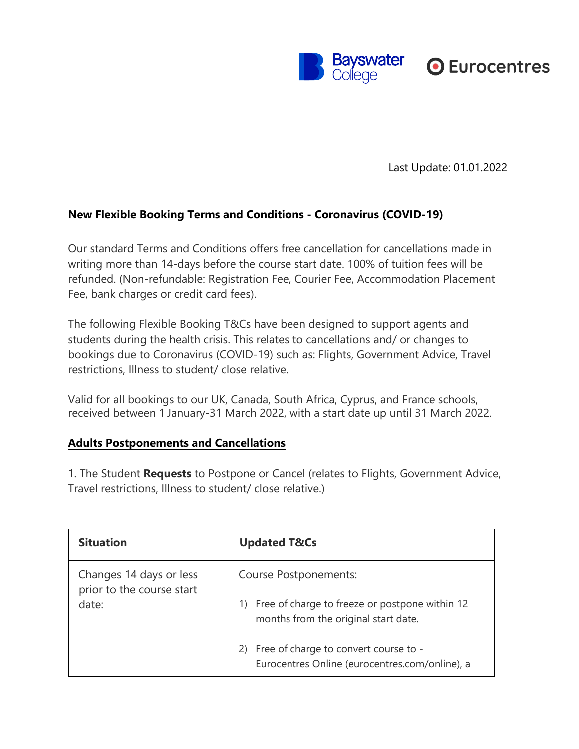Bayswater College Eurocentres

Last Update: 01.01.2022

**New Flexible Booking Terms and Conditions - Coronavirus (COVID-19)**

Our standard Terms and Conditions offers free cancellation for cancellations made in writing more than 14-days before the course start date. 100% of tuition fees will be refunded. (Non-refundable: Registration Fee, Courier Fee, Accommodation Placement Fee, bank charges or credit card fees).

The following Flexible Booking T&Cs have been designed to support agents and students during the health crisis. This relates to cancellations and/ or changes to bookings due to Coronavirus (COVID-19) such as: Flights, Government Advice, Travel restrictions, Illness to student/ close relative.

Valid for all bookings to our UK, Canada, South Africa, Cyprus, and France schools, received between 1 January-31 March 2022, with a start date up until 31 March 2022.

**Adults Postponements and Cancellations**

1. The Student **Requests** to Postpone or Cancel (relates to Flights, Government Advice, Travel restrictions, Illness to student/ close relative.)

| Situation | Updated T&Cs |
| --- | --- |
| Changes 14 days or less prior to the course start date: | Course Postponements:<br><br>1) Free of charge to freeze or postpone within 12 months from the original start date.<br><br>2) Free of charge to convert course to - Eurocentres Online (eurocentres.com/online), a |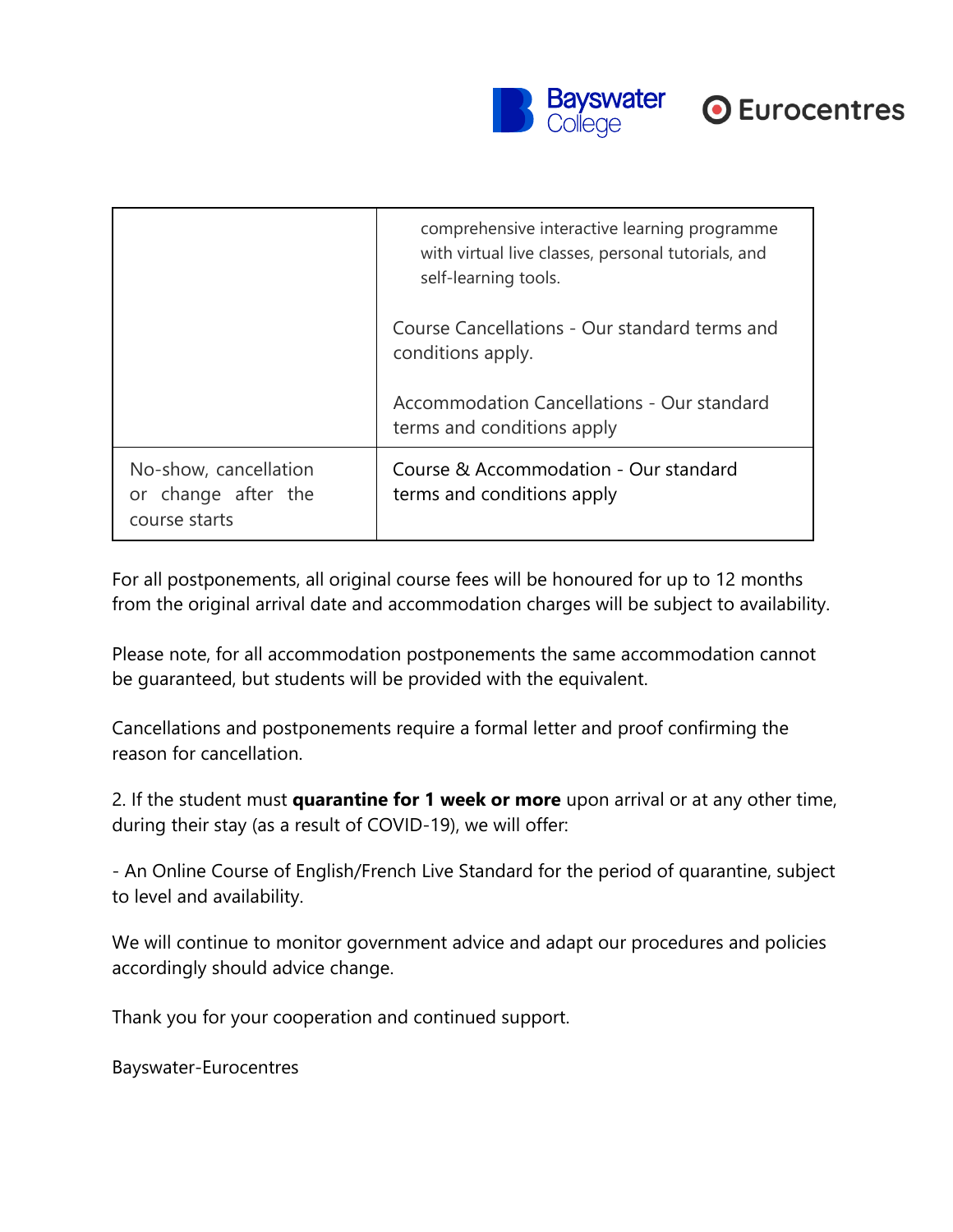| | |
|---|---|
| | comprehensive interactive learning programme with virtual live classes, personal tutorials, and self-learning tools.<br><br>Course Cancellations - Our standard terms and conditions apply.<br><br>Accommodation Cancellations - Our standard terms and conditions apply |
| No-show, cancellation or change after the course starts | Course & Accommodation - Our standard terms and conditions apply |

For all postponements, all original course fees will be honoured for up to 12 months from the original arrival date and accommodation charges will be subject to availability.

Please note, for all accommodation postponements the same accommodation cannot be guaranteed, but students will be provided with the equivalent.

Cancellations and postponements require a formal letter and proof confirming the reason for cancellation.

2. If the student must **quarantine for 1 week or more** upon arrival or at any other time, during their stay (as a result of COVID-19), we will offer:

- An Online Course of English/French Live Standard for the period of quarantine, subject to level and availability.

We will continue to monitor government advice and adapt our procedures and policies accordingly should advice change.

Thank you for your cooperation and continued support.

Bayswater-Eurocentres